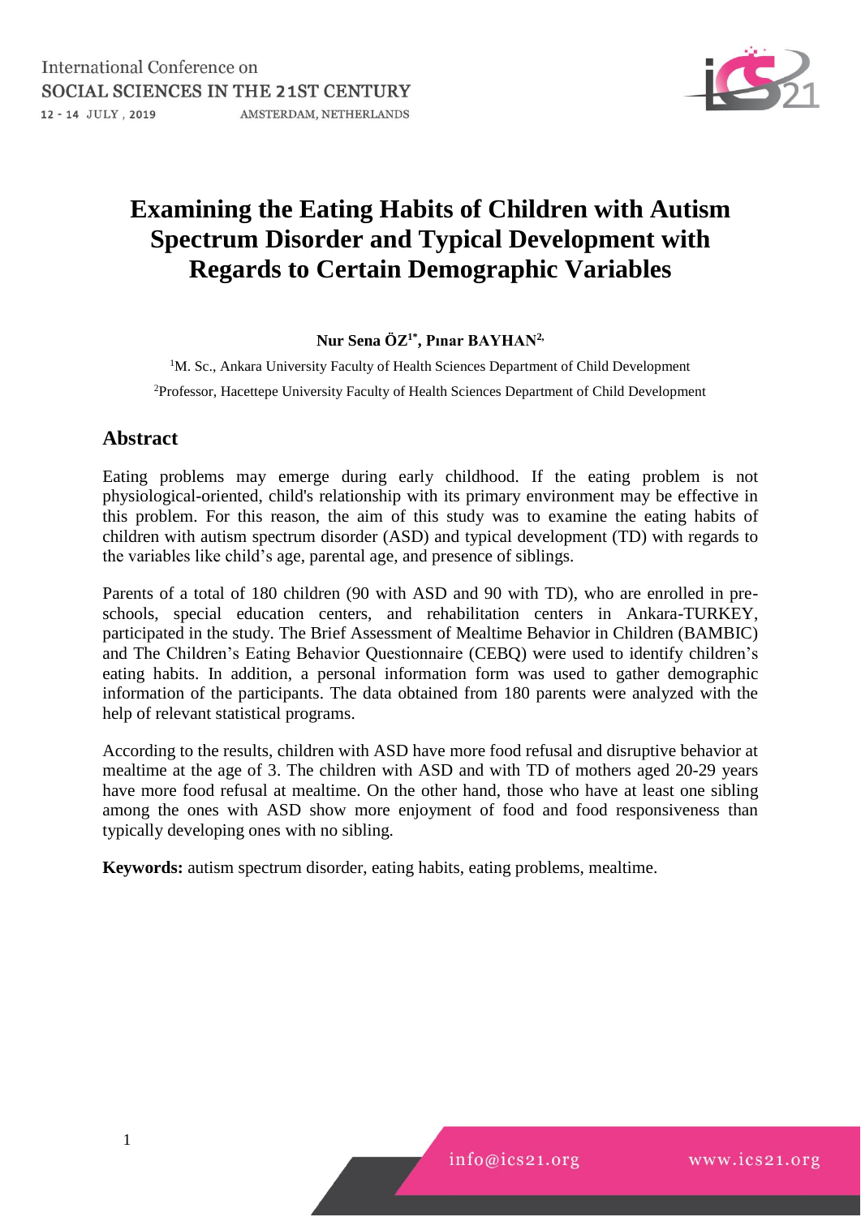# Examining the Eating Habits of Children with Autism Spectrum Disorder and Typical Development with Regards to Certain Demographic Variables

**Nur Sena ÖZ[1*], Pınar BAYHAN[2,]**

[1]M. Sc., Ankara University Faculty of Health Sciences Department of Child Development

[2]Professor, Hacettepe University Faculty of Health Sciences Department of Child Development

## Abstract

Eating problems may emerge during early childhood. If the eating problem is not physiological-oriented, child's relationship with its primary environment may be effective in this problem. For this reason, the aim of this study was to examine the eating habits of children with autism spectrum disorder (ASD) and typical development (TD) with regards to the variables like child's age, parental age, and presence of siblings.

Parents of a total of 180 children (90 with ASD and 90 with TD), who are enrolled in pre-schools, special education centers, and rehabilitation centers in Ankara-TURKEY, participated in the study. The Brief Assessment of Mealtime Behavior in Children (BAMBIC) and The Children's Eating Behavior Questionnaire (CEBQ) were used to identify children's eating habits. In addition, a personal information form was used to gather demographic information of the participants. The data obtained from 180 parents were analyzed with the help of relevant statistical programs.

According to the results, children with ASD have more food refusal and disruptive behavior at mealtime at the age of 3. The children with ASD and with TD of mothers aged 20-29 years have more food refusal at mealtime. On the other hand, those who have at least one sibling among the ones with ASD show more enjoyment of food and food responsiveness than typically developing ones with no sibling.

**Keywords:** autism spectrum disorder, eating habits, eating problems, mealtime.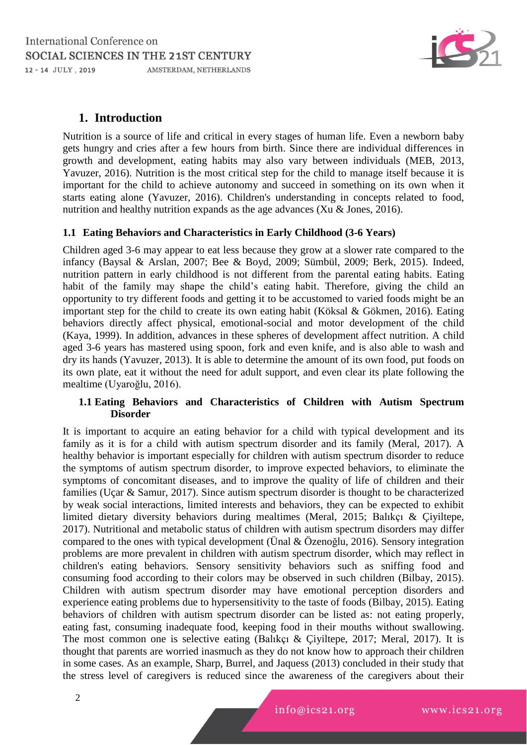## 1. Introduction

Nutrition is a source of life and critical in every stages of human life. Even a newborn baby gets hungry and cries after a few hours from birth. Since there are individual differences in growth and development, eating habits may also vary between individuals (MEB, 2013, Yavuzer, 2016). Nutrition is the most critical step for the child to manage itself because it is important for the child to achieve autonomy and succeed in something on its own when it starts eating alone (Yavuzer, 2016). Children's understanding in concepts related to food, nutrition and healthy nutrition expands as the age advances (Xu & Jones, 2016).

### 1.1 Eating Behaviors and Characteristics in Early Childhood (3-6 Years)

Children aged 3-6 may appear to eat less because they grow at a slower rate compared to the infancy (Baysal & Arslan, 2007; Bee & Boyd, 2009; Sümbül, 2009; Berk, 2015). Indeed, nutrition pattern in early childhood is not different from the parental eating habits. Eating habit of the family may shape the child's eating habit. Therefore, giving the child an opportunity to try different foods and getting it to be accustomed to varied foods might be an important step for the child to create its own eating habit (Köksal & Gökmen, 2016). Eating behaviors directly affect physical, emotional-social and motor development of the child (Kaya, 1999). In addition, advances in these spheres of development affect nutrition. A child aged 3-6 years has mastered using spoon, fork and even knife, and is also able to wash and dry its hands (Yavuzer, 2013). It is able to determine the amount of its own food, put foods on its own plate, eat it without the need for adult support, and even clear its plate following the mealtime (Uyaroğlu, 2016).

### 1.1 Eating Behaviors and Characteristics of Children with Autism Spectrum Disorder

It is important to acquire an eating behavior for a child with typical development and its family as it is for a child with autism spectrum disorder and its family (Meral, 2017). A healthy behavior is important especially for children with autism spectrum disorder to reduce the symptoms of autism spectrum disorder, to improve expected behaviors, to eliminate the symptoms of concomitant diseases, and to improve the quality of life of children and their families (Uçar & Samur, 2017). Since autism spectrum disorder is thought to be characterized by weak social interactions, limited interests and behaviors, they can be expected to exhibit limited dietary diversity behaviors during mealtimes (Meral, 2015; Balıkçı & Çiyiltepe, 2017). Nutritional and metabolic status of children with autism spectrum disorders may differ compared to the ones with typical development (Ünal & Özenoğlu, 2016). Sensory integration problems are more prevalent in children with autism spectrum disorder, which may reflect in children's eating behaviors. Sensory sensitivity behaviors such as sniffing food and consuming food according to their colors may be observed in such children (Bilbay, 2015). Children with autism spectrum disorder may have emotional perception disorders and experience eating problems due to hypersensitivity to the taste of foods (Bilbay, 2015). Eating behaviors of children with autism spectrum disorder can be listed as: not eating properly, eating fast, consuming inadequate food, keeping food in their mouths without swallowing. The most common one is selective eating (Balıkçı & Çiyiltepe, 2017; Meral, 2017). It is thought that parents are worried inasmuch as they do not know how to approach their children in some cases. As an example, Sharp, Burrel, and Jaquess (2013) concluded in their study that the stress level of caregivers is reduced since the awareness of the caregivers about their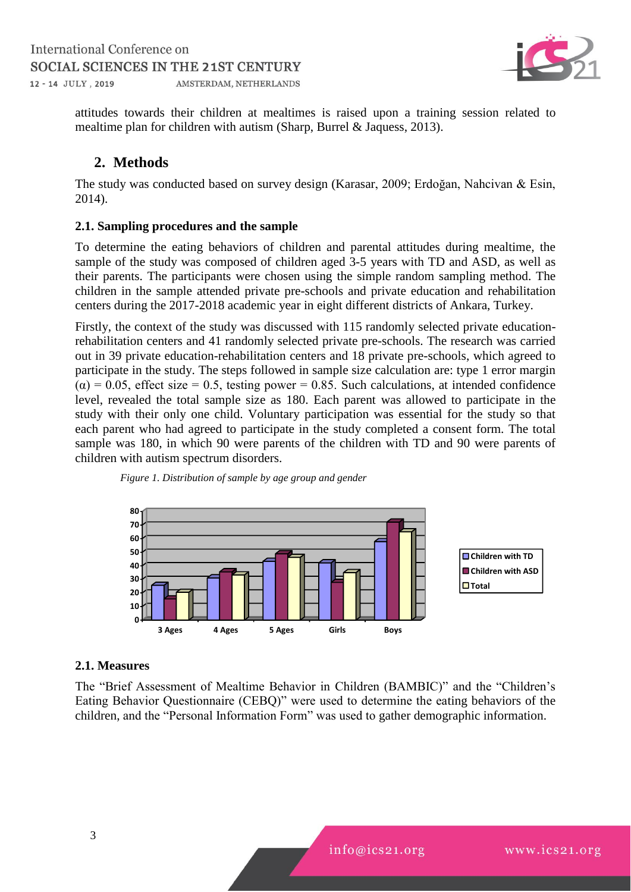attitudes towards their children at mealtimes is raised upon a training session related to mealtime plan for children with autism (Sharp, Burrel & Jaquess, 2013).

## 2. Methods

The study was conducted based on survey design (Karasar, 2009; Erdoğan, Nahcivan & Esin, 2014).

### 2.1. Sampling procedures and the sample

To determine the eating behaviors of children and parental attitudes during mealtime, the sample of the study was composed of children aged 3-5 years with TD and ASD, as well as their parents. The participants were chosen using the simple random sampling method. The children in the sample attended private pre-schools and private education and rehabilitation centers during the 2017-2018 academic year in eight different districts of Ankara, Turkey.

Firstly, the context of the study was discussed with 115 randomly selected private education-rehabilitation centers and 41 randomly selected private pre-schools. The research was carried out in 39 private education-rehabilitation centers and 18 private pre-schools, which agreed to participate in the study. The steps followed in sample size calculation are: type 1 error margin ($\alpha$) = 0.05, effect size = 0.5, testing power = 0.85. Such calculations, at intended confidence level, revealed the total sample size as 180. Each parent was allowed to participate in the study with their only one child. Voluntary participation was essential for the study so that each parent who had agreed to participate in the study completed a consent form. The total sample was 180, in which 90 were parents of the children with TD and 90 were parents of children with autism spectrum disorders.

*Figure 1. Distribution of sample by age group and gender*

### 2.1. Measures

The "Brief Assessment of Mealtime Behavior in Children (BAMBIC)" and the "Children's Eating Behavior Questionnaire (CEBQ)" were used to determine the eating behaviors of the children, and the "Personal Information Form" was used to gather demographic information.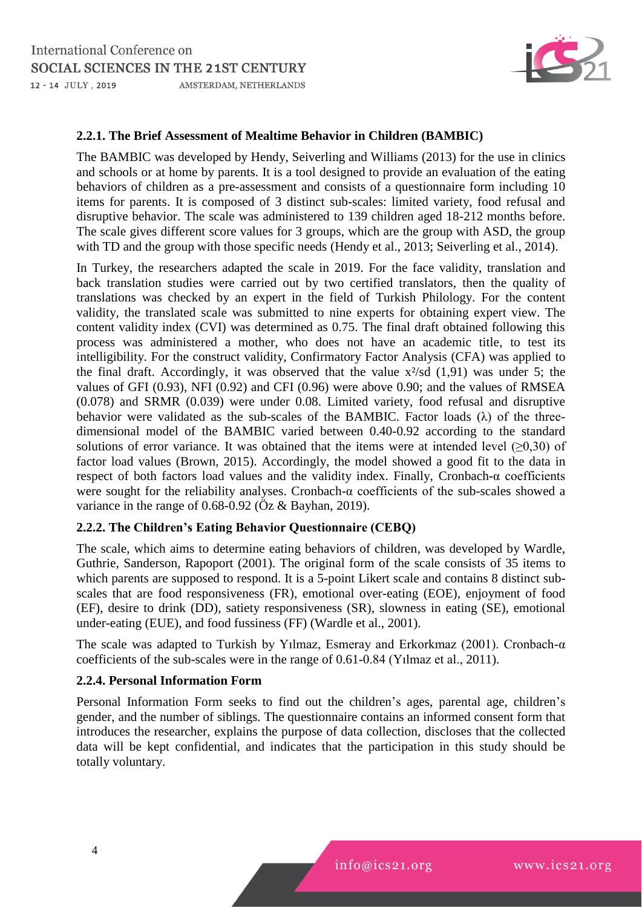### 2.2.1. The Brief Assessment of Mealtime Behavior in Children (BAMBIC)

The BAMBIC was developed by Hendy, Seiverling and Williams (2013) for the use in clinics and schools or at home by parents. It is a tool designed to provide an evaluation of the eating behaviors of children as a pre-assessment and consists of a questionnaire form including 10 items for parents. It is composed of 3 distinct sub-scales: limited variety, food refusal and disruptive behavior. The scale was administered to 139 children aged 18-212 months before. The scale gives different score values for 3 groups, which are the group with ASD, the group with TD and the group with those specific needs (Hendy et al., 2013; Seiverling et al., 2014).

In Turkey, the researchers adapted the scale in 2019. For the face validity, translation and back translation studies were carried out by two certified translators, then the quality of translations was checked by an expert in the field of Turkish Philology. For the content validity, the translated scale was submitted to nine experts for obtaining expert view. The content validity index (CVI) was determined as 0.75. The final draft obtained following this process was administered a mother, who does not have an academic title, to test its intelligibility. For the construct validity, Confirmatory Factor Analysis (CFA) was applied to the final draft. Accordingly, it was observed that the value $x^2$/sd (1,91) was under 5; the values of GFI (0.93), NFI (0.92) and CFI (0.96) were above 0.90; and the values of RMSEA (0.078) and SRMR (0.039) were under 0.08. Limited variety, food refusal and disruptive behavior were validated as the sub-scales of the BAMBIC. Factor loads ($\lambda$) of the three-dimensional model of the BAMBIC varied between 0.40-0.92 according to the standard solutions of error variance. It was obtained that the items were at intended level ($\geq$0,30) of factor load values (Brown, 2015). Accordingly, the model showed a good fit to the data in respect of both factors load values and the validity index. Finally, Cronbach-$\alpha$ coefficients were sought for the reliability analyses. Cronbach-$\alpha$ coefficients of the sub-scales showed a variance in the range of 0.68-0.92 (Öz & Bayhan, 2019).

### 2.2.2. The Children's Eating Behavior Questionnaire (CEBQ)

The scale, which aims to determine eating behaviors of children, was developed by Wardle, Guthrie, Sanderson, Rapoport (2001). The original form of the scale consists of 35 items to which parents are supposed to respond. It is a 5-point Likert scale and contains 8 distinct sub-scales that are food responsiveness (FR), emotional over-eating (EOE), enjoyment of food (EF), desire to drink (DD), satiety responsiveness (SR), slowness in eating (SE), emotional under-eating (EUE), and food fussiness (FF) (Wardle et al., 2001).

The scale was adapted to Turkish by Yılmaz, Esmeray and Erkorkmaz (2001). Cronbach-$\alpha$ coefficients of the sub-scales were in the range of 0.61-0.84 (Yılmaz et al., 2011).

### 2.2.4. Personal Information Form

Personal Information Form seeks to find out the children's ages, parental age, children's gender, and the number of siblings. The questionnaire contains an informed consent form that introduces the researcher, explains the purpose of data collection, discloses that the collected data will be kept confidential, and indicates that the participation in this study should be totally voluntary.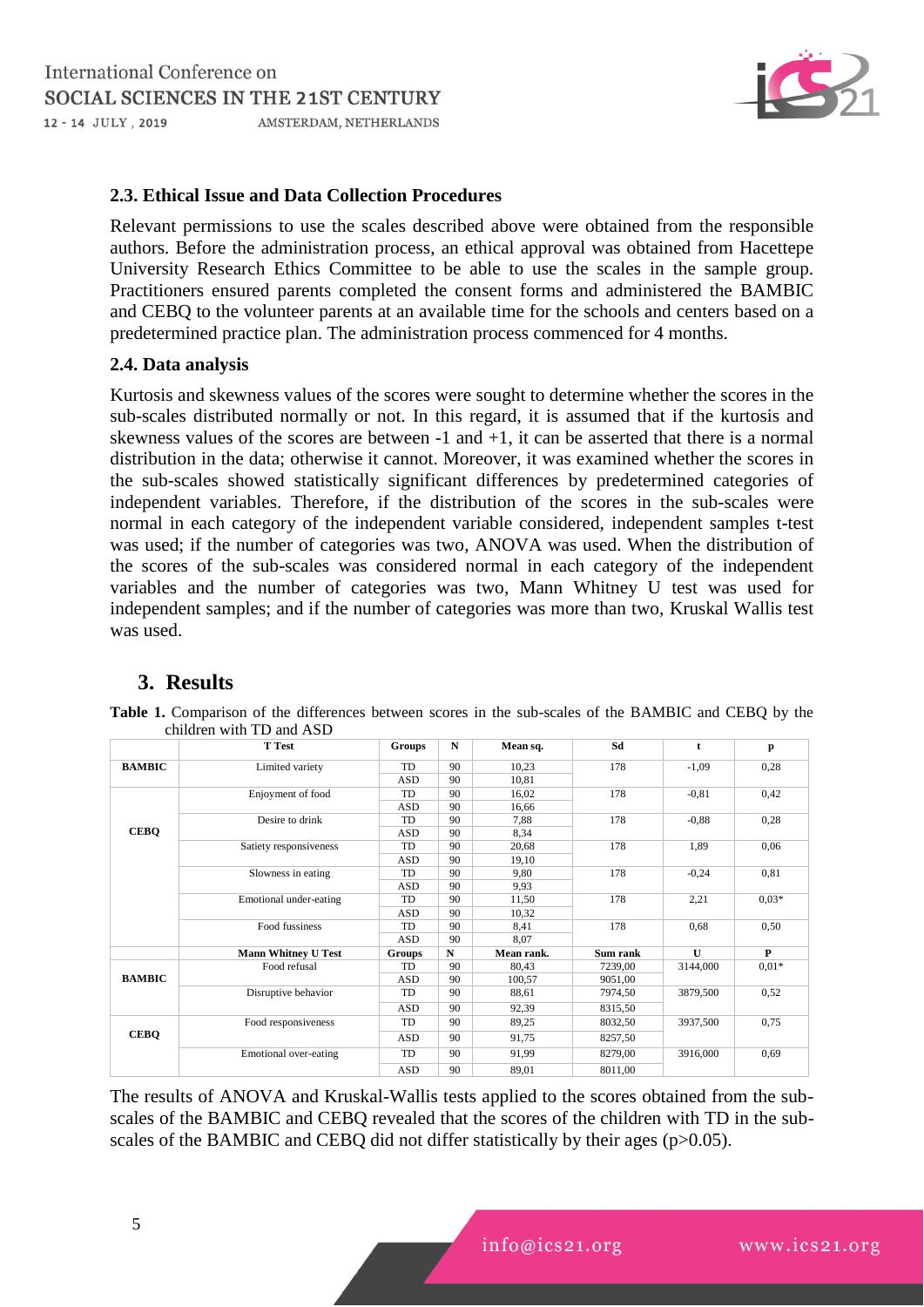### 2.3. Ethical Issue and Data Collection Procedures

Relevant permissions to use the scales described above were obtained from the responsible authors. Before the administration process, an ethical approval was obtained from Hacettepe University Research Ethics Committee to be able to use the scales in the sample group. Practitioners ensured parents completed the consent forms and administered the BAMBIC and CEBQ to the volunteer parents at an available time for the schools and centers based on a predetermined practice plan. The administration process commenced for 4 months.

### 2.4. Data analysis

Kurtosis and skewness values of the scores were sought to determine whether the scores in the sub-scales distributed normally or not. In this regard, it is assumed that if the kurtosis and skewness values of the scores are between -1 and +1, it can be asserted that there is a normal distribution in the data; otherwise it cannot. Moreover, it was examined whether the scores in the sub-scales showed statistically significant differences by predetermined categories of independent variables. Therefore, if the distribution of the scores in the sub-scales were normal in each category of the independent variable considered, independent samples t-test was used; if the number of categories was two, ANOVA was used. When the distribution of the scores of the sub-scales was considered normal in each category of the independent variables and the number of categories was two, Mann Whitney U test was used for independent samples; and if the number of categories was more than two, Kruskal Wallis test was used.

## 3. Results

**Table 1.** Comparison of the differences between scores in the sub-scales of the BAMBIC and CEBQ by the children with TD and ASD

| | T Test | Groups | N | Mean sq. | Sd | t | p |
|---|---|---|---|---|---|---|---|
| BAMBIC | Limited variety | TD | 90 | 10,23 | 178 | -1,09 | 0,28 |
| | | ASD | 90 | 10,81 | | | |
| CEBQ | Enjoyment of food | TD | 90 | 16,02 | 178 | -0,81 | 0,42 |
| | | ASD | 90 | 16,66 | | | |
| | Desire to drink | TD | 90 | 7,88 | 178 | -0,88 | 0,28 |
| | | ASD | 90 | 8,34 | | | |
| | Satiety responsiveness | TD | 90 | 20,68 | 178 | 1,89 | 0,06 |
| | | ASD | 90 | 19,10 | | | |
| | Slowness in eating | TD | 90 | 9,80 | 178 | -0,24 | 0,81 |
| | | ASD | 90 | 9,93 | | | |
| | Emotional under-eating | TD | 90 | 11,50 | 178 | 2,21 | 0,03* |
| | | ASD | 90 | 10,32 | | | |
| | Food fussiness | TD | 90 | 8,41 | 178 | 0,68 | 0,50 |
| | | ASD | 90 | 8,07 | | | |
| | **Mann Whitney U Test** | **Groups** | **N** | **Mean rank.** | **Sum rank** | **U** | **P** |
| BAMBIC | Food refusal | TD | 90 | 80,43 | 7239,00 | 3144,000 | 0,01* |
| | | ASD | 90 | 100,57 | 9051,00 | | |
| | Disruptive behavior | TD | 90 | 88,61 | 7974,50 | 3879,500 | 0,52 |
| | | ASD | 90 | 92,39 | 8315,50 | | |
| CEBQ | Food responsiveness | TD | 90 | 89,25 | 8032,50 | 3937,500 | 0,75 |
| | | ASD | 90 | 91,75 | 8257,50 | | |
| | Emotional over-eating | TD | 90 | 91,99 | 8279,00 | 3916,000 | 0,69 |
| | | ASD | 90 | 89,01 | 8011,00 | | |

The results of ANOVA and Kruskal-Wallis tests applied to the scores obtained from the sub-scales of the BAMBIC and CEBQ revealed that the scores of the children with TD in the sub-scales of the BAMBIC and CEBQ did not differ statistically by their ages ($p>0.05$).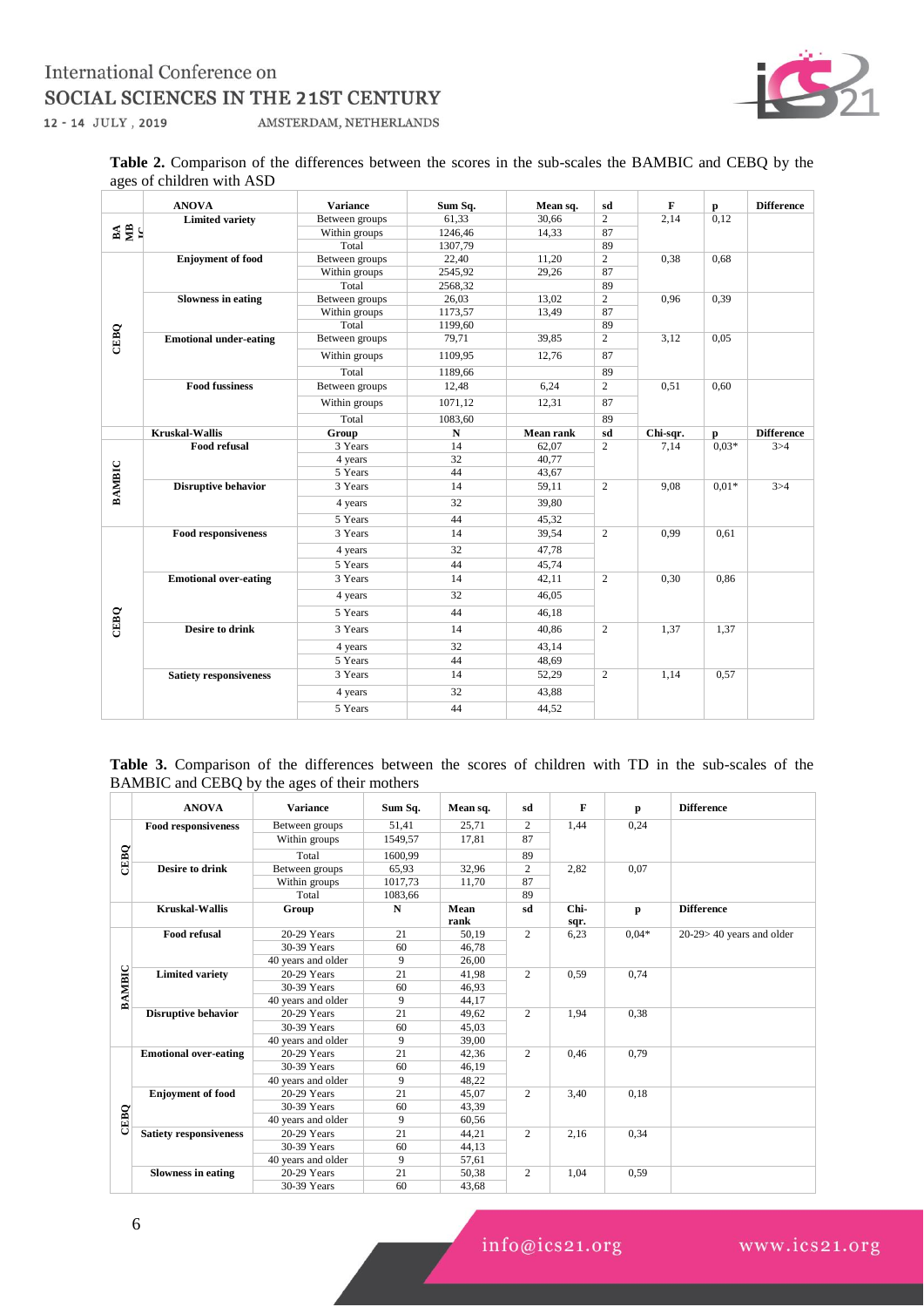**Table 2.** Comparison of the differences between the scores in the sub-scales the BAMBIC and CEBQ by the ages of children with ASD

| | ANOVA | Variance | Sum Sq. | Mean sq. | sd | F | p | Difference |
|---|---|---|---|---|---|---|---|---|
| BAMBIC | Limited variety | Between groups | 61,33 | 30,66 | 2 | 2,14 | 0,12 | |
| | | Within groups | 1246,46 | 14,33 | 87 | | | |
| | | Total | 1307,79 | | 89 | | | |
| CEBQ | Enjoyment of food | Between groups | 22,40 | 11,20 | 2 | 0,38 | 0,68 | |
| | | Within groups | 2545,92 | 29,26 | 87 | | | |
| | | Total | 2568,32 | | 89 | | | |
| | Slowness in eating | Between groups | 26,03 | 13,02 | 2 | 0,96 | 0,39 | |
| | | Within groups | 1173,57 | 13,49 | 87 | | | |
| | | Total | 1199,60 | | 89 | | | |
| | Emotional under-eating | Between groups | 79,71 | 39,85 | 2 | 3,12 | 0,05 | |
| | | Within groups | 1109,95 | 12,76 | 87 | | | |
| | | Total | 1189,66 | | 89 | | | |
| | Food fussiness | Between groups | 12,48 | 6,24 | 2 | 0,51 | 0,60 | |
| | | Within groups | 1071,12 | 12,31 | 87 | | | |
| | | Total | 1083,60 | | 89 | | | |
| | **Kruskal-Wallis** | **Group** | **N** | **Mean rank** | **sd** | **Chi-sqr.** | **p** | **Difference** |
| BAMBIC | Food refusal | 3 Years | 14 | 62,07 | 2 | 7,14 | 0,03* | 3>4 |
| | | 4 years | 32 | 40,77 | | | | |
| | | 5 Years | 44 | 43,67 | | | | |
| | Disruptive behavior | 3 Years | 14 | 59,11 | 2 | 9,08 | 0,01* | 3>4 |
| | | 4 years | 32 | 39,80 | | | | |
| | | 5 Years | 44 | 45,32 | | | | |
| CEBQ | Food responsiveness | 3 Years | 14 | 39,54 | 2 | 0,99 | 0,61 | |
| | | 4 years | 32 | 47,78 | | | | |
| | | 5 Years | 44 | 45,74 | | | | |
| | Emotional over-eating | 3 Years | 14 | 42,11 | 2 | 0,30 | 0,86 | |
| | | 4 years | 32 | 46,05 | | | | |
| | | 5 Years | 44 | 46,18 | | | | |
| | Desire to drink | 3 Years | 14 | 40,86 | 2 | 1,37 | 1,37 | |
| | | 4 years | 32 | 43,14 | | | | |
| | | 5 Years | 44 | 48,69 | | | | |
| | Satiety responsiveness | 3 Years | 14 | 52,29 | 2 | 1,14 | 0,57 | |
| | | 4 years | 32 | 43,88 | | | | |
| | | 5 Years | 44 | 44,52 | | | | |

**Table 3.** Comparison of the differences between the scores of children with TD in the sub-scales of the BAMBIC and CEBQ by the ages of their mothers

| | ANOVA | Variance | Sum Sq. | Mean sq. | sd | F | p | Difference |
|---|---|---|---|---|---|---|---|---|
| CEBQ | Food responsiveness | Between groups | 51,41 | 25,71 | 2 | 1,44 | 0,24 | |
| | | Within groups | 1549,57 | 17,81 | 87 | | | |
| | | Total | 1600,99 | | 89 | | | |
| | Desire to drink | Between groups | 65,93 | 32,96 | 2 | 2,82 | 0,07 | |
| | | Within groups | 1017,73 | 11,70 | 87 | | | |
| | | Total | 1083,66 | | 89 | | | |
| | **Kruskal-Wallis** | **Group** | **N** | **Mean rank** | **sd** | **Chi-sqr.** | **p** | **Difference** |
| BAMBIC | Food refusal | 20-29 Years | 21 | 50,19 | 2 | 6,23 | 0,04* | 20-29> 40 years and older |
| | | 30-39 Years | 60 | 46,78 | | | | |
| | | 40 years and older | 9 | 26,00 | | | | |
| | Limited variety | 20-29 Years | 21 | 41,98 | 2 | 0,59 | 0,74 | |
| | | 30-39 Years | 60 | 46,93 | | | | |
| | | 40 years and older | 9 | 44,17 | | | | |
| | Disruptive behavior | 20-29 Years | 21 | 49,62 | 2 | 1,94 | 0,38 | |
| | | 30-39 Years | 60 | 45,03 | | | | |
| | | 40 years and older | 9 | 39,00 | | | | |
| CEBQ | Emotional over-eating | 20-29 Years | 21 | 42,36 | 2 | 0,46 | 0,79 | |
| | | 30-39 Years | 60 | 46,19 | | | | |
| | | 40 years and older | 9 | 48,22 | | | | |
| | Enjoyment of food | 20-29 Years | 21 | 45,07 | 2 | 3,40 | 0,18 | |
| | | 30-39 Years | 60 | 43,39 | | | | |
| | | 40 years and older | 9 | 60,56 | | | | |
| | Satiety responsiveness | 20-29 Years | 21 | 44,21 | 2 | 2,16 | 0,34 | |
| | | 30-39 Years | 60 | 44,13 | | | | |
| | | 40 years and older | 9 | 57,61 | | | | |
| | Slowness in eating | 20-29 Years | 21 | 50,38 | 2 | 1,04 | 0,59 | |
| | | 30-39 Years | 60 | 43,68 | | | | |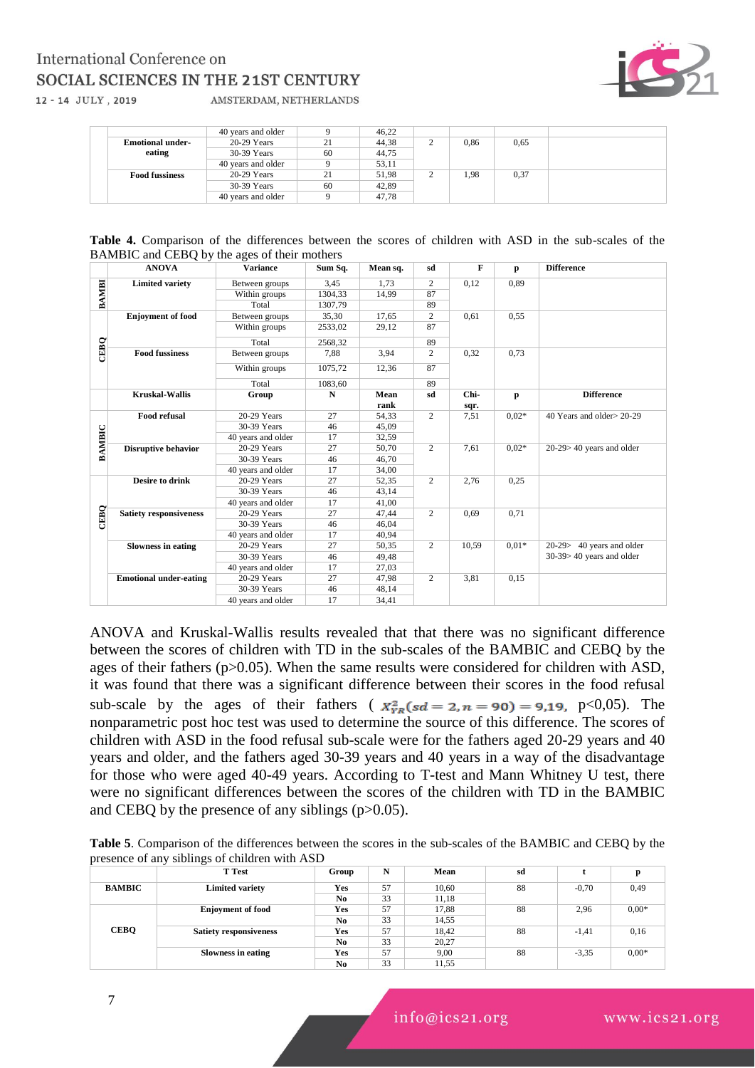|  |  | 40 years and older | 9 | 46,22 |  |  |  |  |
|---|---|---|---|---|---|---|---|---|
|  | **Emotional under-eating** | 20-29 Years | 21 | 44,38 | 2 | 0,86 | 0,65 |  |
|  |  | 30-39 Years | 60 | 44,75 |  |  |  |  |
|  |  | 40 years and older | 9 | 53,11 |  |  |  |  |
|  | **Food fussiness** | 20-29 Years | 21 | 51,98 | 2 | 1,98 | 0,37 |  |
|  |  | 30-39 Years | 60 | 42,89 |  |  |  |  |
|  |  | 40 years and older | 9 | 47,78 |  |  |  |  |

**Table 4.** Comparison of the differences between the scores of children with ASD in the sub-scales of the BAMBIC and CEBQ by the ages of their mothers

|  | ANOVA | Variance | Sum Sq. | Mean sq. | sd | F | p | Difference |
|---|---|---|---|---|---|---|---|---|
| BAMBI | **Limited variety** | Between groups | 3,45 | 1,73 | 2 | 0,12 | 0,89 |  |
|  |  | Within groups | 1304,33 | 14,99 | 87 |  |  |  |
|  |  | Total | 1307,79 |  | 89 |  |  |  |
| CEBQ | **Enjoyment of food** | Between groups | 35,30 | 17,65 | 2 | 0,61 | 0,55 |  |
|  |  | Within groups | 2533,02 | 29,12 | 87 |  |  |  |
|  |  | Total | 2568,32 |  | 89 |  |  |  |
|  | **Food fussiness** | Between groups | 7,88 | 3,94 | 2 | 0,32 | 0,73 |  |
|  |  | Within groups | 1075,72 | 12,36 | 87 |  |  |  |
|  |  | Total | 1083,60 |  | 89 |  |  |  |
|  | **Kruskal-Wallis** | **Group** | **N** | **Mean rank** | **sd** | **Chi-sqr.** | **p** | **Difference** |
| BAMBIC | **Food refusal** | 20-29 Years | 27 | 54,33 | 2 | 7,51 | 0,02* | 40 Years and older> 20-29 |
|  |  | 30-39 Years | 46 | 45,09 |  |  |  |  |
|  |  | 40 years and older | 17 | 32,59 |  |  |  |  |
|  | **Disruptive behavior** | 20-29 Years | 27 | 50,70 | 2 | 7,61 | 0,02* | 20-29> 40 years and older |
|  |  | 30-39 Years | 46 | 46,70 |  |  |  |  |
|  |  | 40 years and older | 17 | 34,00 |  |  |  |  |
| CEBQ | **Desire to drink** | 20-29 Years | 27 | 52,35 | 2 | 2,76 | 0,25 |  |
|  |  | 30-39 Years | 46 | 43,14 |  |  |  |  |
|  |  | 40 years and older | 17 | 41,00 |  |  |  |  |
|  | **Satiety responsiveness** | 20-29 Years | 27 | 47,44 | 2 | 0,69 | 0,71 |  |
|  |  | 30-39 Years | 46 | 46,04 |  |  |  |  |
|  |  | 40 years and older | 17 | 40,94 |  |  |  |  |
|  | **Slowness in eating** | 20-29 Years | 27 | 50,35 | 2 | 10,59 | 0,01* | 20-29> 40 years and older<br>30-39> 40 years and older |
|  |  | 30-39 Years | 46 | 49,48 |  |  |  |  |
|  |  | 40 years and older | 17 | 27,03 |  |  |  |  |
|  | **Emotional under-eating** | 20-29 Years | 27 | 47,98 | 2 | 3,81 | 0,15 |  |
|  |  | 30-39 Years | 46 | 48,14 |  |  |  |  |
|  |  | 40 years and older | 17 | 34,41 |  |  |  |  |

ANOVA and Kruskal-Wallis results revealed that that there was no significant difference between the scores of children with TD in the sub-scales of the BAMBIC and CEBQ by the ages of their fathers (p>0.05). When the same results were considered for children with ASD, it was found that there was a significant difference between their scores in the food refusal sub-scale by the ages of their fathers ( $X^2_{YR}(sd = 2, n = 90) = 9{,}19,$ p<0,05). The nonparametric post hoc test was used to determine the source of this difference. The scores of children with ASD in the food refusal sub-scale were for the fathers aged 20-29 years and 40 years and older, and the fathers aged 30-39 years and 40 years in a way of the disadvantage for those who were aged 40-49 years. According to T-test and Mann Whitney U test, there were no significant differences between the scores of the children with TD in the BAMBIC and CEBQ by the presence of any siblings (p>0.05).

**Table 5**. Comparison of the differences between the scores in the sub-scales of the BAMBIC and CEBQ by the presence of any siblings of children with ASD

|  | T Test | Group | N | Mean | sd | t | p |
|---|---|---|---|---|---|---|---|
| **BAMBIC** | **Limited variety** | **Yes** | 57 | 10,60 | 88 | -0,70 | 0,49 |
|  |  | **No** | 33 | 11,18 |  |  |  |
| **CEBQ** | **Enjoyment of food** | **Yes** | 57 | 17,88 | 88 | 2,96 | 0,00* |
|  |  | **No** | 33 | 14,55 |  |  |  |
|  | **Satiety responsiveness** | **Yes** | 57 | 18,42 | 88 | -1,41 | 0,16 |
|  |  | **No** | 33 | 20,27 |  |  |  |
|  | **Slowness in eating** | **Yes** | 57 | 9,00 | 88 | -3,35 | 0,00* |
|  |  | **No** | 33 | 11,55 |  |  |  |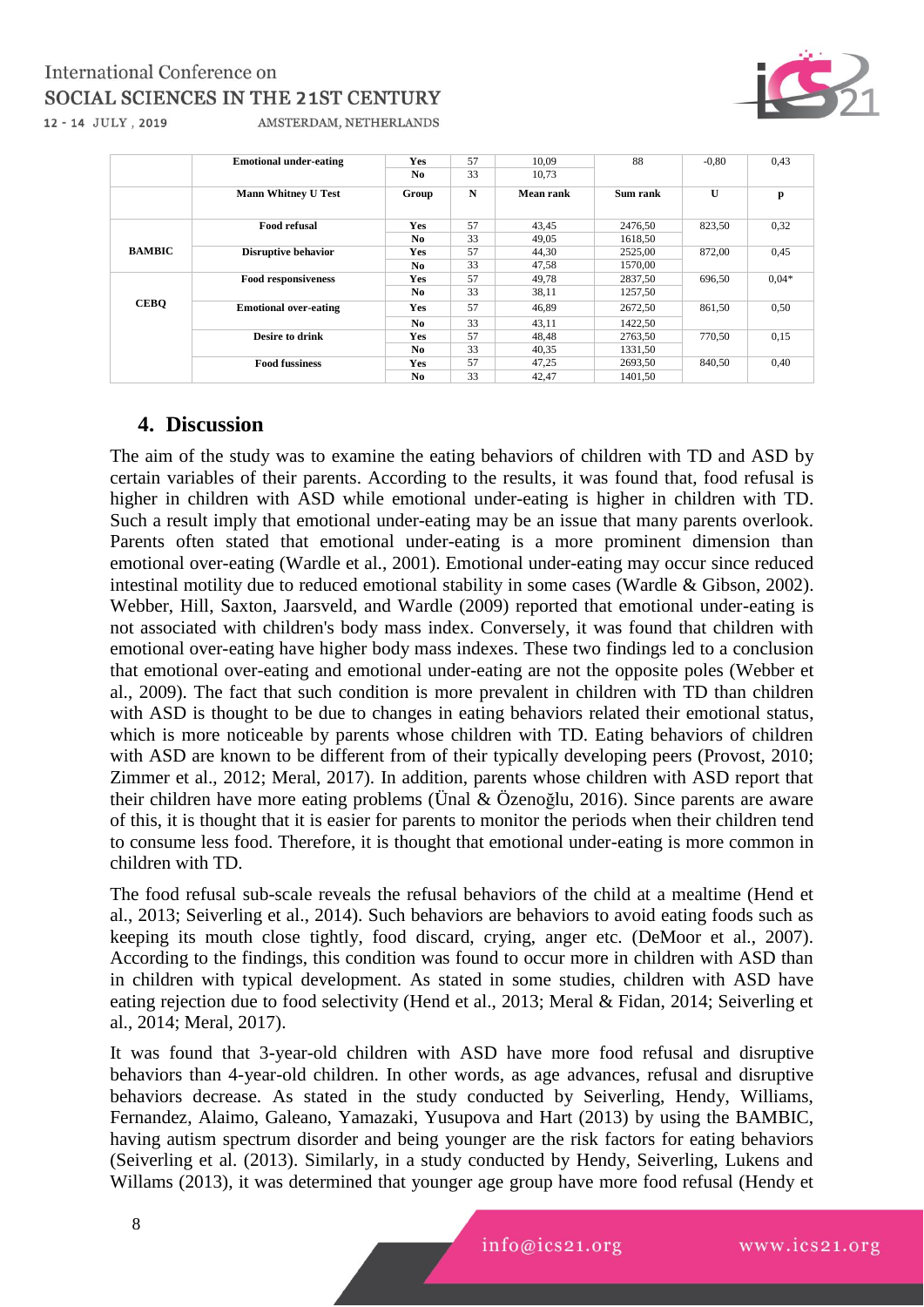|  | Emotional under-eating | Yes | 57 | 10,09 | 88 | -0,80 | 0,43 |
|---|---|---|---|---|---|---|---|
|  |  | No | 33 | 10,73 |  |  |  |
|  | **Mann Whitney U Test** | **Group** | **N** | **Mean rank** | **Sum rank** | **U** | **p** |
| **BAMBIC** | Food refusal | Yes | 57 | 43,45 | 2476,50 | 823,50 | 0,32 |
|  |  | No | 33 | 49,05 | 1618,50 |  |  |
|  | Disruptive behavior | Yes | 57 | 44,30 | 2525,00 | 872,00 | 0,45 |
|  |  | No | 33 | 47,58 | 1570,00 |  |  |
| **CEBQ** | Food responsiveness | Yes | 57 | 49,78 | 2837,50 | 696,50 | 0,04* |
|  |  | No | 33 | 38,11 | 1257,50 |  |  |
|  | Emotional over-eating | Yes | 57 | 46,89 | 2672,50 | 861,50 | 0,50 |
|  |  | No | 33 | 43,11 | 1422,50 |  |  |
|  | Desire to drink | Yes | 57 | 48,48 | 2763,50 | 770,50 | 0,15 |
|  |  | No | 33 | 40,35 | 1331,50 |  |  |
|  | Food fussiness | Yes | 57 | 47,25 | 2693,50 | 840,50 | 0,40 |
|  |  | No | 33 | 42,47 | 1401,50 |  |  |

## 4. Discussion

The aim of the study was to examine the eating behaviors of children with TD and ASD by certain variables of their parents. According to the results, it was found that, food refusal is higher in children with ASD while emotional under-eating is higher in children with TD. Such a result imply that emotional under-eating may be an issue that many parents overlook. Parents often stated that emotional under-eating is a more prominent dimension than emotional over-eating (Wardle et al., 2001). Emotional under-eating may occur since reduced intestinal motility due to reduced emotional stability in some cases (Wardle & Gibson, 2002). Webber, Hill, Saxton, Jaarsveld, and Wardle (2009) reported that emotional under-eating is not associated with children's body mass index. Conversely, it was found that children with emotional over-eating have higher body mass indexes. These two findings led to a conclusion that emotional over-eating and emotional under-eating are not the opposite poles (Webber et al., 2009). The fact that such condition is more prevalent in children with TD than children with ASD is thought to be due to changes in eating behaviors related their emotional status, which is more noticeable by parents whose children with TD. Eating behaviors of children with ASD are known to be different from of their typically developing peers (Provost, 2010; Zimmer et al., 2012; Meral, 2017). In addition, parents whose children with ASD report that their children have more eating problems (Ünal & Özenoğlu, 2016). Since parents are aware of this, it is thought that it is easier for parents to monitor the periods when their children tend to consume less food. Therefore, it is thought that emotional under-eating is more common in children with TD.

The food refusal sub-scale reveals the refusal behaviors of the child at a mealtime (Hend et al., 2013; Seiverling et al., 2014). Such behaviors are behaviors to avoid eating foods such as keeping its mouth close tightly, food discard, crying, anger etc. (DeMoor et al., 2007). According to the findings, this condition was found to occur more in children with ASD than in children with typical development. As stated in some studies, children with ASD have eating rejection due to food selectivity (Hend et al., 2013; Meral & Fidan, 2014; Seiverling et al., 2014; Meral, 2017).

It was found that 3-year-old children with ASD have more food refusal and disruptive behaviors than 4-year-old children. In other words, as age advances, refusal and disruptive behaviors decrease. As stated in the study conducted by Seiverling, Hendy, Williams, Fernandez, Alaimo, Galeano, Yamazaki, Yusupova and Hart (2013) by using the BAMBIC, having autism spectrum disorder and being younger are the risk factors for eating behaviors (Seiverling et al. (2013). Similarly, in a study conducted by Hendy, Seiverling, Lukens and Willams (2013), it was determined that younger age group have more food refusal (Hendy et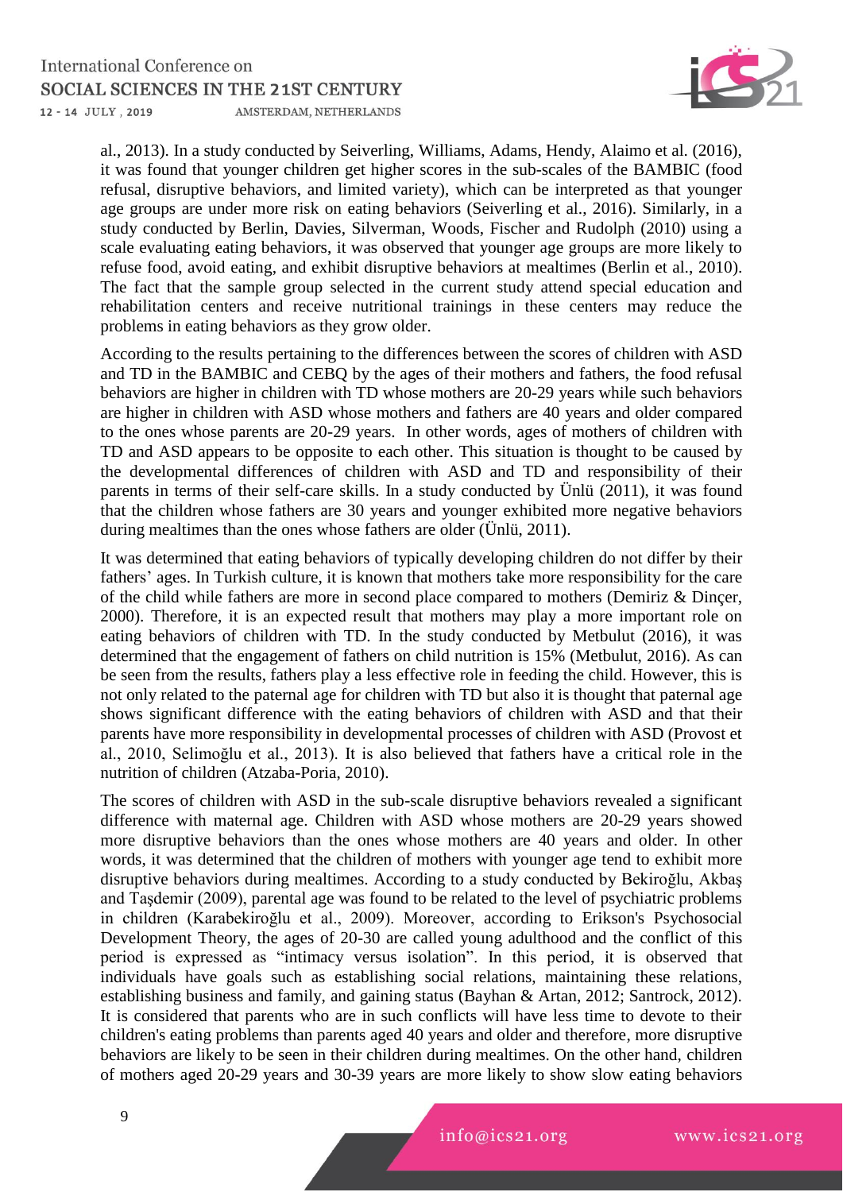al., 2013). In a study conducted by Seiverling, Williams, Adams, Hendy, Alaimo et al. (2016), it was found that younger children get higher scores in the sub-scales of the BAMBIC (food refusal, disruptive behaviors, and limited variety), which can be interpreted as that younger age groups are under more risk on eating behaviors (Seiverling et al., 2016). Similarly, in a study conducted by Berlin, Davies, Silverman, Woods, Fischer and Rudolph (2010) using a scale evaluating eating behaviors, it was observed that younger age groups are more likely to refuse food, avoid eating, and exhibit disruptive behaviors at mealtimes (Berlin et al., 2010). The fact that the sample group selected in the current study attend special education and rehabilitation centers and receive nutritional trainings in these centers may reduce the problems in eating behaviors as they grow older.

According to the results pertaining to the differences between the scores of children with ASD and TD in the BAMBIC and CEBQ by the ages of their mothers and fathers, the food refusal behaviors are higher in children with TD whose mothers are 20-29 years while such behaviors are higher in children with ASD whose mothers and fathers are 40 years and older compared to the ones whose parents are 20-29 years. In other words, ages of mothers of children with TD and ASD appears to be opposite to each other. This situation is thought to be caused by the developmental differences of children with ASD and TD and responsibility of their parents in terms of their self-care skills. In a study conducted by Ünlü (2011), it was found that the children whose fathers are 30 years and younger exhibited more negative behaviors during mealtimes than the ones whose fathers are older (Ünlü, 2011).

It was determined that eating behaviors of typically developing children do not differ by their fathers' ages. In Turkish culture, it is known that mothers take more responsibility for the care of the child while fathers are more in second place compared to mothers (Demiriz & Dinçer, 2000). Therefore, it is an expected result that mothers may play a more important role on eating behaviors of children with TD. In the study conducted by Metbulut (2016), it was determined that the engagement of fathers on child nutrition is 15% (Metbulut, 2016). As can be seen from the results, fathers play a less effective role in feeding the child. However, this is not only related to the paternal age for children with TD but also it is thought that paternal age shows significant difference with the eating behaviors of children with ASD and that their parents have more responsibility in developmental processes of children with ASD (Provost et al., 2010, Selimoğlu et al., 2013). It is also believed that fathers have a critical role in the nutrition of children (Atzaba-Poria, 2010).

The scores of children with ASD in the sub-scale disruptive behaviors revealed a significant difference with maternal age. Children with ASD whose mothers are 20-29 years showed more disruptive behaviors than the ones whose mothers are 40 years and older. In other words, it was determined that the children of mothers with younger age tend to exhibit more disruptive behaviors during mealtimes. According to a study conducted by Bekiroğlu, Akbaş and Taşdemir (2009), parental age was found to be related to the level of psychiatric problems in children (Karabekiroğlu et al., 2009). Moreover, according to Erikson's Psychosocial Development Theory, the ages of 20-30 are called young adulthood and the conflict of this period is expressed as "intimacy versus isolation". In this period, it is observed that individuals have goals such as establishing social relations, maintaining these relations, establishing business and family, and gaining status (Bayhan & Artan, 2012; Santrock, 2012). It is considered that parents who are in such conflicts will have less time to devote to their children's eating problems than parents aged 40 years and older and therefore, more disruptive behaviors are likely to be seen in their children during mealtimes. On the other hand, children of mothers aged 20-29 years and 30-39 years are more likely to show slow eating behaviors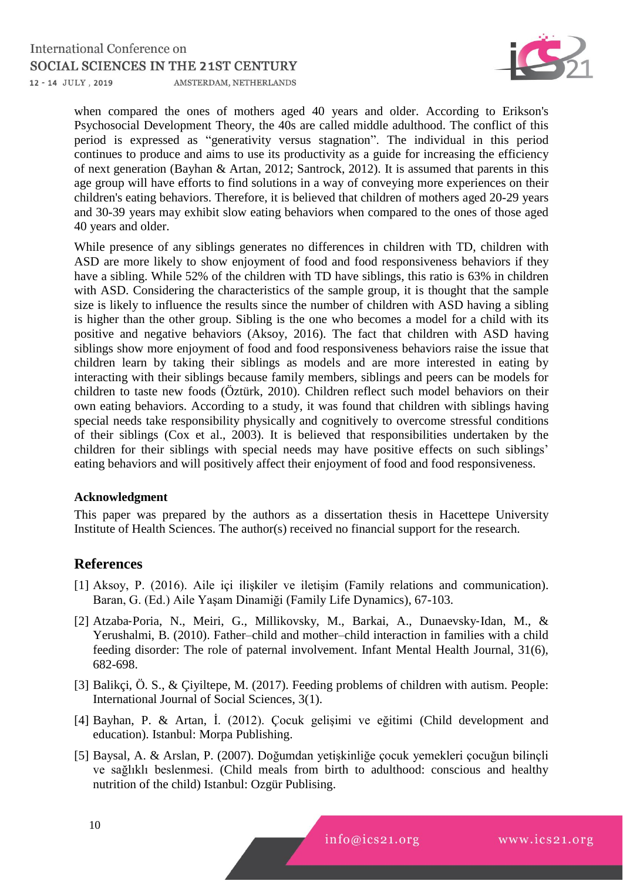when compared the ones of mothers aged 40 years and older. According to Erikson's Psychosocial Development Theory, the 40s are called middle adulthood. The conflict of this period is expressed as "generativity versus stagnation". The individual in this period continues to produce and aims to use its productivity as a guide for increasing the efficiency of next generation (Bayhan & Artan, 2012; Santrock, 2012). It is assumed that parents in this age group will have efforts to find solutions in a way of conveying more experiences on their children's eating behaviors. Therefore, it is believed that children of mothers aged 20-29 years and 30-39 years may exhibit slow eating behaviors when compared to the ones of those aged 40 years and older.

While presence of any siblings generates no differences in children with TD, children with ASD are more likely to show enjoyment of food and food responsiveness behaviors if they have a sibling. While 52% of the children with TD have siblings, this ratio is 63% in children with ASD. Considering the characteristics of the sample group, it is thought that the sample size is likely to influence the results since the number of children with ASD having a sibling is higher than the other group. Sibling is the one who becomes a model for a child with its positive and negative behaviors (Aksoy, 2016). The fact that children with ASD having siblings show more enjoyment of food and food responsiveness behaviors raise the issue that children learn by taking their siblings as models and are more interested in eating by interacting with their siblings because family members, siblings and peers can be models for children to taste new foods (Öztürk, 2010). Children reflect such model behaviors on their own eating behaviors. According to a study, it was found that children with siblings having special needs take responsibility physically and cognitively to overcome stressful conditions of their siblings (Cox et al., 2003). It is believed that responsibilities undertaken by the children for their siblings with special needs may have positive effects on such siblings' eating behaviors and will positively affect their enjoyment of food and food responsiveness.

### Acknowledgment

This paper was prepared by the authors as a dissertation thesis in Hacettepe University Institute of Health Sciences. The author(s) received no financial support for the research.

## References

[1] Aksoy, P. (2016). Aile içi ilişkiler ve iletişim (Family relations and communication). Baran, G. (Ed.) Aile Yaşam Dinamiği (Family Life Dynamics), 67-103.

[2] Atzaba-Poria, N., Meiri, G., Millikovsky, M., Barkai, A., Dunaevsky-Idan, M., & Yerushalmi, B. (2010). Father–child and mother–child interaction in families with a child feeding disorder: The role of paternal involvement. Infant Mental Health Journal, 31(6), 682-698.

[3] Balikçi, Ö. S., & Çiyiltepe, M. (2017). Feeding problems of children with autism. People: International Journal of Social Sciences, 3(1).

[4] Bayhan, P. & Artan, İ. (2012). Çocuk gelişimi ve eğitimi (Child development and education). Istanbul: Morpa Publishing.

[5] Baysal, A. & Arslan, P. (2007). Doğumdan yetişkinliğe çocuk yemekleri çocuğun bilinçli ve sağlıklı beslenmesi. (Child meals from birth to adulthood: conscious and healthy nutrition of the child) Istanbul: Ozgür Publising.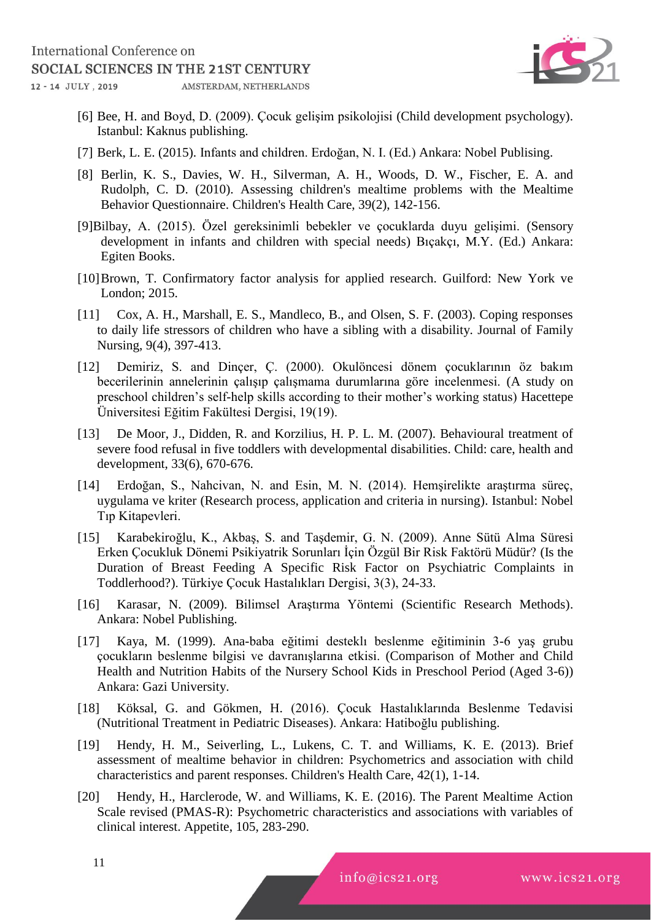[6] Bee, H. and Boyd, D. (2009). Çocuk gelişim psikolojisi (Child development psychology). Istanbul: Kaknus publishing.

[7] Berk, L. E. (2015). Infants and children. Erdoğan, N. I. (Ed.) Ankara: Nobel Publising.

[8] Berlin, K. S., Davies, W. H., Silverman, A. H., Woods, D. W., Fischer, E. A. and Rudolph, C. D. (2010). Assessing children's mealtime problems with the Mealtime Behavior Questionnaire. Children's Health Care, 39(2), 142-156.

[9]Bilbay, A. (2015). Özel gereksinimli bebekler ve çocuklarda duyu gelişimi. (Sensory development in infants and children with special needs) Bıçakçı, M.Y. (Ed.) Ankara: Egiten Books.

[10]Brown, T. Confirmatory factor analysis for applied research. Guilford: New York ve London; 2015.

[11] Cox, A. H., Marshall, E. S., Mandleco, B., and Olsen, S. F. (2003). Coping responses to daily life stressors of children who have a sibling with a disability. Journal of Family Nursing, 9(4), 397-413.

[12] Demiriz, S. and Dinçer, Ç. (2000). Okulöncesi dönem çocuklarının öz bakım becerilerinin annelerinin çalışıp çalışmama durumlarına göre incelenmesi. (A study on preschool children's self-help skills according to their mother's working status) Hacettepe Üniversitesi Eğitim Fakültesi Dergisi, 19(19).

[13] De Moor, J., Didden, R. and Korzilius, H. P. L. M. (2007). Behavioural treatment of severe food refusal in five toddlers with developmental disabilities. Child: care, health and development, 33(6), 670-676.

[14] Erdoğan, S., Nahcivan, N. and Esin, M. N. (2014). Hemşirelikte araştırma süreç, uygulama ve kriter (Research process, application and criteria in nursing). Istanbul: Nobel Tıp Kitapevleri.

[15] Karabekiroğlu, K., Akbaş, S. and Taşdemir, G. N. (2009). Anne Sütü Alma Süresi Erken Çocukluk Dönemi Psikiyatrik Sorunları İçin Özgül Bir Risk Faktörü Müdür? (Is the Duration of Breast Feeding A Specific Risk Factor on Psychiatric Complaints in Toddlerhood?). Türkiye Çocuk Hastalıkları Dergisi, 3(3), 24-33.

[16] Karasar, N. (2009). Bilimsel Araştırma Yöntemi (Scientific Research Methods). Ankara: Nobel Publishing.

[17] Kaya, M. (1999). Ana-baba eğitimi destekli beslenme eğitiminin 3-6 yaş grubu çocukların beslenme bilgisi ve davranışlarına etkisi. (Comparison of Mother and Child Health and Nutrition Habits of the Nursery School Kids in Preschool Period (Aged 3-6)) Ankara: Gazi University.

[18] Köksal, G. and Gökmen, H. (2016). Çocuk Hastalıklarında Beslenme Tedavisi (Nutritional Treatment in Pediatric Diseases). Ankara: Hatiboğlu publishing.

[19] Hendy, H. M., Seiverling, L., Lukens, C. T. and Williams, K. E. (2013). Brief assessment of mealtime behavior in children: Psychometrics and association with child characteristics and parent responses. Children's Health Care, 42(1), 1-14.

[20] Hendy, H., Harclerode, W. and Williams, K. E. (2016). The Parent Mealtime Action Scale revised (PMAS-R): Psychometric characteristics and associations with variables of clinical interest. Appetite, 105, 283-290.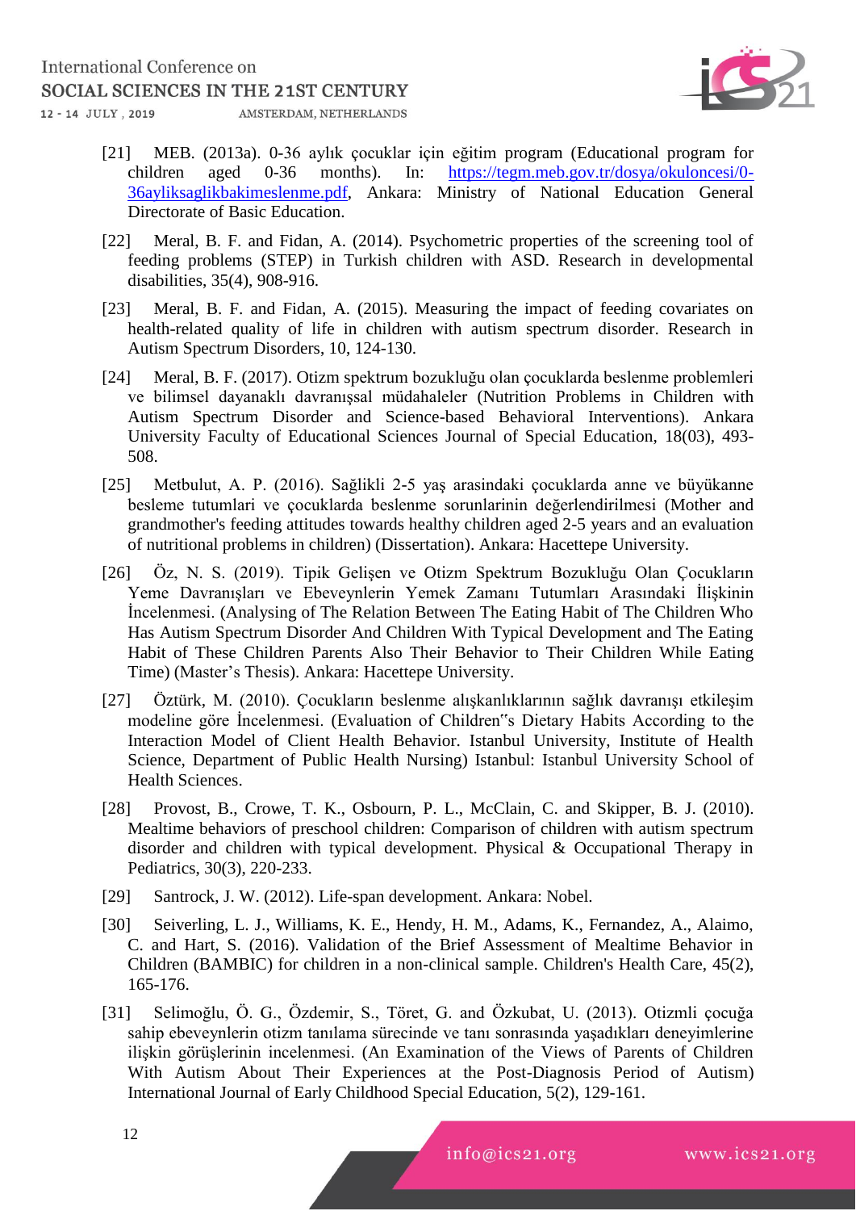[21] MEB. (2013a). 0-36 aylık çocuklar için eğitim program (Educational program for children aged 0-36 months). In: https://tegm.meb.gov.tr/dosya/okuloncesi/0-36ayliksaglikbakimeslenme.pdf, Ankara: Ministry of National Education General Directorate of Basic Education.

[22] Meral, B. F. and Fidan, A. (2014). Psychometric properties of the screening tool of feeding problems (STEP) in Turkish children with ASD. Research in developmental disabilities, 35(4), 908-916.

[23] Meral, B. F. and Fidan, A. (2015). Measuring the impact of feeding covariates on health-related quality of life in children with autism spectrum disorder. Research in Autism Spectrum Disorders, 10, 124-130.

[24] Meral, B. F. (2017). Otizm spektrum bozukluğu olan çocuklarda beslenme problemleri ve bilimsel dayanaklı davranışsal müdahaleler (Nutrition Problems in Children with Autism Spectrum Disorder and Science-based Behavioral Interventions). Ankara University Faculty of Educational Sciences Journal of Special Education, 18(03), 493-508.

[25] Metbulut, A. P. (2016). Sağlikli 2-5 yaş arasindaki çocuklarda anne ve büyükanne besleme tutumlari ve çocuklarda beslenme sorunlarinin değerlendirilmesi (Mother and grandmother's feeding attitudes towards healthy children aged 2-5 years and an evaluation of nutritional problems in children) (Dissertation). Ankara: Hacettepe University.

[26] Öz, N. S. (2019). Tipik Gelişen ve Otizm Spektrum Bozukluğu Olan Çocukların Yeme Davranışları ve Ebeveynlerin Yemek Zamanı Tutumları Arasındaki İlişkinin İncelenmesi. (Analysing of The Relation Between The Eating Habit of The Children Who Has Autism Spectrum Disorder And Children With Typical Development and The Eating Habit of These Children Parents Also Their Behavior to Their Children While Eating Time) (Master's Thesis). Ankara: Hacettepe University.

[27] Öztürk, M. (2010). Çocukların beslenme alışkanlıklarının sağlık davranışı etkileşim modeline göre İncelenmesi. (Evaluation of Children"s Dietary Habits According to the Interaction Model of Client Health Behavior. Istanbul University, Institute of Health Science, Department of Public Health Nursing) Istanbul: Istanbul University School of Health Sciences.

[28] Provost, B., Crowe, T. K., Osbourn, P. L., McClain, C. and Skipper, B. J. (2010). Mealtime behaviors of preschool children: Comparison of children with autism spectrum disorder and children with typical development. Physical & Occupational Therapy in Pediatrics, 30(3), 220-233.

[29] Santrock, J. W. (2012). Life-span development. Ankara: Nobel.

[30] Seiverling, L. J., Williams, K. E., Hendy, H. M., Adams, K., Fernandez, A., Alaimo, C. and Hart, S. (2016). Validation of the Brief Assessment of Mealtime Behavior in Children (BAMBIC) for children in a non-clinical sample. Children's Health Care, 45(2), 165-176.

[31] Selimoğlu, Ö. G., Özdemir, S., Töret, G. and Özkubat, U. (2013). Otizmli çocuğa sahip ebeveynlerin otizm tanılama sürecinde ve tanı sonrasında yaşadıkları deneyimlerine ilişkin görüşlerinin incelenmesi. (An Examination of the Views of Parents of Children With Autism About Their Experiences at the Post-Diagnosis Period of Autism) International Journal of Early Childhood Special Education, 5(2), 129-161.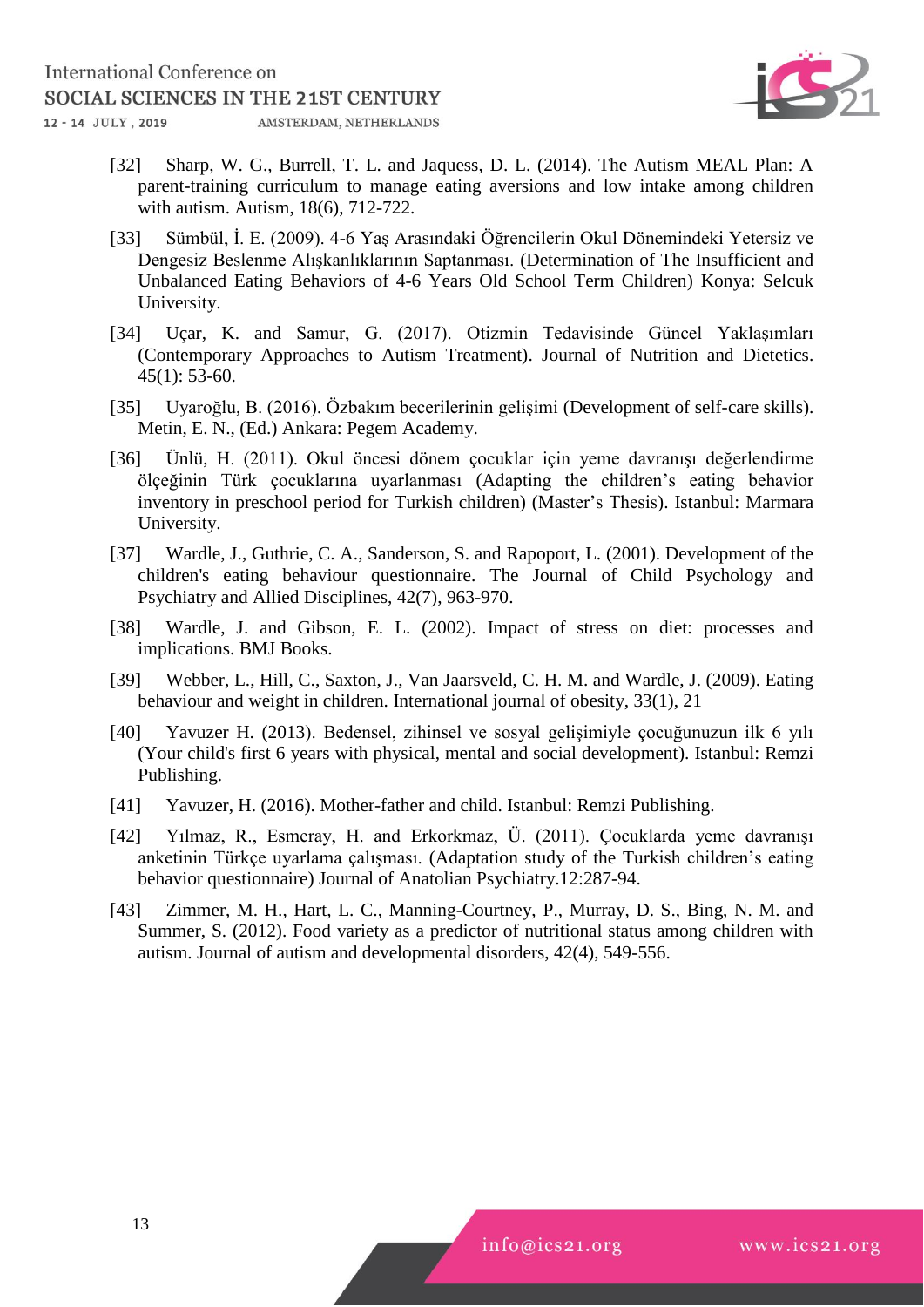[32] Sharp, W. G., Burrell, T. L. and Jaquess, D. L. (2014). The Autism MEAL Plan: A parent-training curriculum to manage eating aversions and low intake among children with autism. Autism, 18(6), 712-722.

[33] Sümbül, İ. E. (2009). 4-6 Yaş Arasındaki Öğrencilerin Okul Dönemindeki Yetersiz ve Dengesiz Beslenme Alışkanlıklarının Saptanması. (Determination of The Insufficient and Unbalanced Eating Behaviors of 4-6 Years Old School Term Children) Konya: Selcuk University.

[34] Uçar, K. and Samur, G. (2017). Otizmin Tedavisinde Güncel Yaklaşımları (Contemporary Approaches to Autism Treatment). Journal of Nutrition and Dietetics. 45(1): 53-60.

[35] Uyaroğlu, B. (2016). Özbakım becerilerinin gelişimi (Development of self-care skills). Metin, E. N., (Ed.) Ankara: Pegem Academy.

[36] Ünlü, H. (2011). Okul öncesi dönem çocuklar için yeme davranışı değerlendirme ölçeğinin Türk çocuklarına uyarlanması (Adapting the children's eating behavior inventory in preschool period for Turkish children) (Master's Thesis). Istanbul: Marmara University.

[37] Wardle, J., Guthrie, C. A., Sanderson, S. and Rapoport, L. (2001). Development of the children's eating behaviour questionnaire. The Journal of Child Psychology and Psychiatry and Allied Disciplines, 42(7), 963-970.

[38] Wardle, J. and Gibson, E. L. (2002). Impact of stress on diet: processes and implications. BMJ Books.

[39] Webber, L., Hill, C., Saxton, J., Van Jaarsveld, C. H. M. and Wardle, J. (2009). Eating behaviour and weight in children. International journal of obesity, 33(1), 21

[40] Yavuzer H. (2013). Bedensel, zihinsel ve sosyal gelişimiyle çocuğunuzun ilk 6 yılı (Your child's first 6 years with physical, mental and social development). Istanbul: Remzi Publishing.

[41] Yavuzer, H. (2016). Mother-father and child. Istanbul: Remzi Publishing.

[42] Yılmaz, R., Esmeray, H. and Erkorkmaz, Ü. (2011). Çocuklarda yeme davranışı anketinin Türkçe uyarlama çalışması. (Adaptation study of the Turkish children's eating behavior questionnaire) Journal of Anatolian Psychiatry.12:287-94.

[43] Zimmer, M. H., Hart, L. C., Manning-Courtney, P., Murray, D. S., Bing, N. M. and Summer, S. (2012). Food variety as a predictor of nutritional status among children with autism. Journal of autism and developmental disorders, 42(4), 549-556.